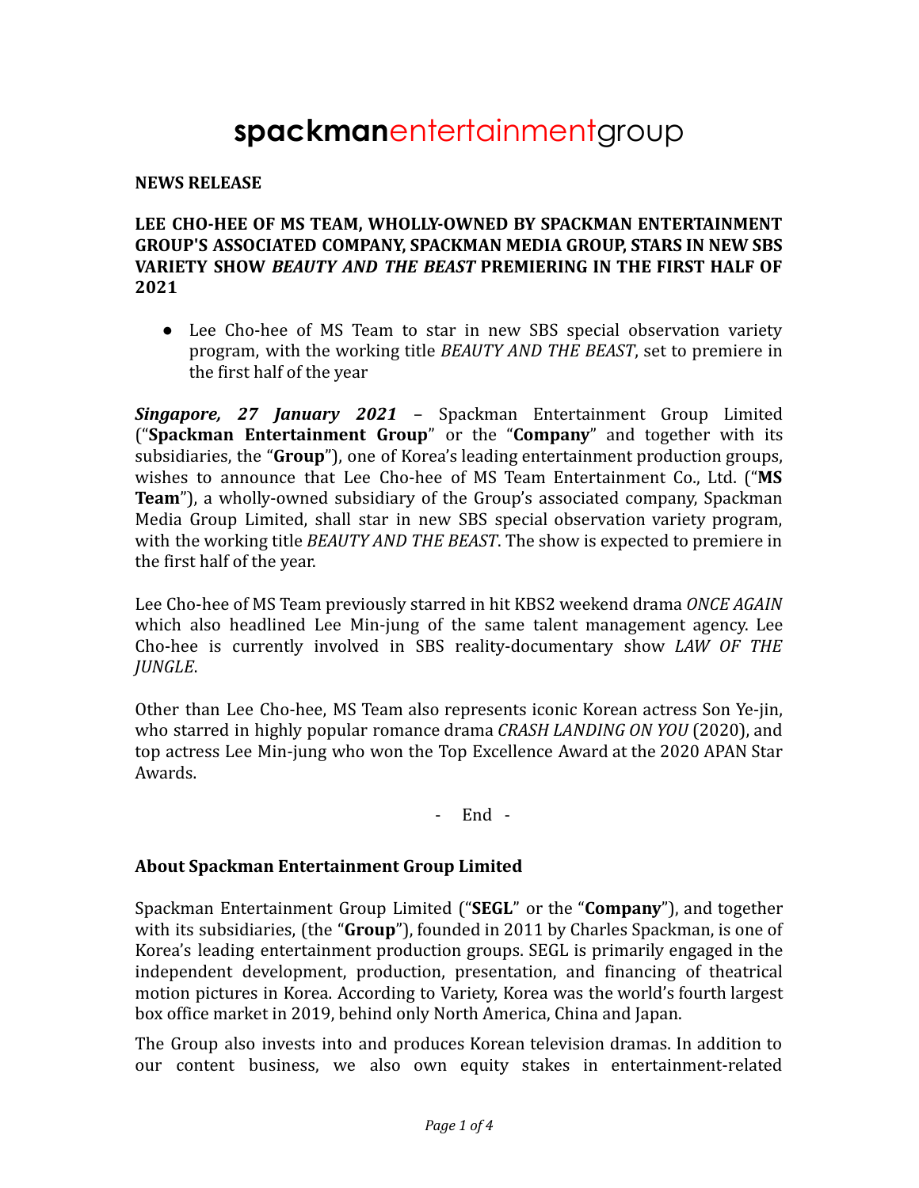# spackmanentertainmentgroup

**NEWS RELEASE**

**LEE CHO-HEE OF MS TEAM, WHOLLY-OWNED BY SPACKMAN ENTERTAINMENT GROUP'S ASSOCIATED COMPANY, SPACKMAN MEDIA GROUP, STARS IN NEW SBS VARIETY SHOW *BEAUTY AND THE BEAST* PREMIERING IN THE FIRST HALF OF 2021**

- Lee Cho-hee of MS Team to star in new SBS special observation variety program, with the working title *BEAUTY AND THE BEAST*, set to premiere in the first half of the year

***Singapore, 27 January 2021*** – Spackman Entertainment Group Limited ("**Spackman Entertainment Group**" or the "**Company**" and together with its subsidiaries, the "**Group**"), one of Korea's leading entertainment production groups, wishes to announce that Lee Cho-hee of MS Team Entertainment Co., Ltd. ("**MS Team**"), a wholly-owned subsidiary of the Group's associated company, Spackman Media Group Limited, shall star in new SBS special observation variety program, with the working title *BEAUTY AND THE BEAST*. The show is expected to premiere in the first half of the year.

Lee Cho-hee of MS Team previously starred in hit KBS2 weekend drama *ONCE AGAIN* which also headlined Lee Min-jung of the same talent management agency. Lee Cho-hee is currently involved in SBS reality-documentary show *LAW OF THE JUNGLE*.

Other than Lee Cho-hee, MS Team also represents iconic Korean actress Son Ye-jin, who starred in highly popular romance drama *CRASH LANDING ON YOU* (2020), and top actress Lee Min-jung who won the Top Excellence Award at the 2020 APAN Star Awards.

\- End -

## About Spackman Entertainment Group Limited

Spackman Entertainment Group Limited ("**SEGL**" or the "**Company**"), and together with its subsidiaries, (the "**Group**"), founded in 2011 by Charles Spackman, is one of Korea's leading entertainment production groups. SEGL is primarily engaged in the independent development, production, presentation, and financing of theatrical motion pictures in Korea. According to Variety, Korea was the world's fourth largest box office market in 2019, behind only North America, China and Japan.

The Group also invests into and produces Korean television dramas. In addition to our content business, we also own equity stakes in entertainment-related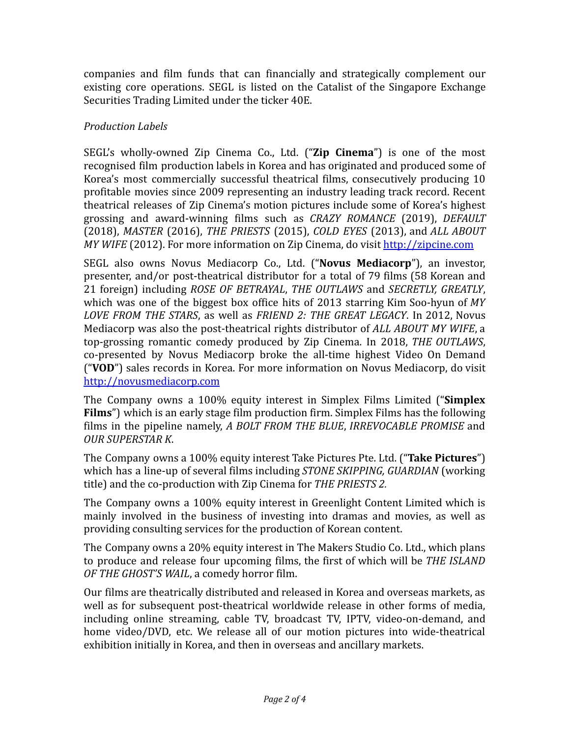companies and film funds that can financially and strategically complement our existing core operations. SEGL is listed on the Catalist of the Singapore Exchange Securities Trading Limited under the ticker 40E.

*Production Labels*

SEGL's wholly-owned Zip Cinema Co., Ltd. ("**Zip Cinema**") is one of the most recognised film production labels in Korea and has originated and produced some of Korea's most commercially successful theatrical films, consecutively producing 10 profitable movies since 2009 representing an industry leading track record. Recent theatrical releases of Zip Cinema's motion pictures include some of Korea's highest grossing and award-winning films such as *CRAZY ROMANCE* (2019), *DEFAULT* (2018), *MASTER* (2016), *THE PRIESTS* (2015), *COLD EYES* (2013), and *ALL ABOUT MY WIFE* (2012). For more information on Zip Cinema, do visit http://zipcine.com

SEGL also owns Novus Mediacorp Co., Ltd. ("**Novus Mediacorp**"), an investor, presenter, and/or post-theatrical distributor for a total of 79 films (58 Korean and 21 foreign) including *ROSE OF BETRAYAL*, *THE OUTLAWS* and *SECRETLY, GREATLY*, which was one of the biggest box office hits of 2013 starring Kim Soo-hyun of *MY LOVE FROM THE STARS*, as well as *FRIEND 2: THE GREAT LEGACY*. In 2012, Novus Mediacorp was also the post-theatrical rights distributor of *ALL ABOUT MY WIFE*, a top-grossing romantic comedy produced by Zip Cinema. In 2018, *THE OUTLAWS*, co-presented by Novus Mediacorp broke the all-time highest Video On Demand ("**VOD**") sales records in Korea. For more information on Novus Mediacorp, do visit http://novusmediacorp.com

The Company owns a 100% equity interest in Simplex Films Limited ("**Simplex Films**") which is an early stage film production firm. Simplex Films has the following films in the pipeline namely, *A BOLT FROM THE BLUE*, *IRREVOCABLE PROMISE* and *OUR SUPERSTAR K*.

The Company owns a 100% equity interest Take Pictures Pte. Ltd. ("**Take Pictures**") which has a line-up of several films including *STONE SKIPPING, GUARDIAN* (working title) and the co-production with Zip Cinema for *THE PRIESTS 2.*

The Company owns a 100% equity interest in Greenlight Content Limited which is mainly involved in the business of investing into dramas and movies, as well as providing consulting services for the production of Korean content.

The Company owns a 20% equity interest in The Makers Studio Co. Ltd., which plans to produce and release four upcoming films, the first of which will be *THE ISLAND OF THE GHOST'S WAIL*, a comedy horror film.

Our films are theatrically distributed and released in Korea and overseas markets, as well as for subsequent post-theatrical worldwide release in other forms of media, including online streaming, cable TV, broadcast TV, IPTV, video-on-demand, and home video/DVD, etc. We release all of our motion pictures into wide-theatrical exhibition initially in Korea, and then in overseas and ancillary markets.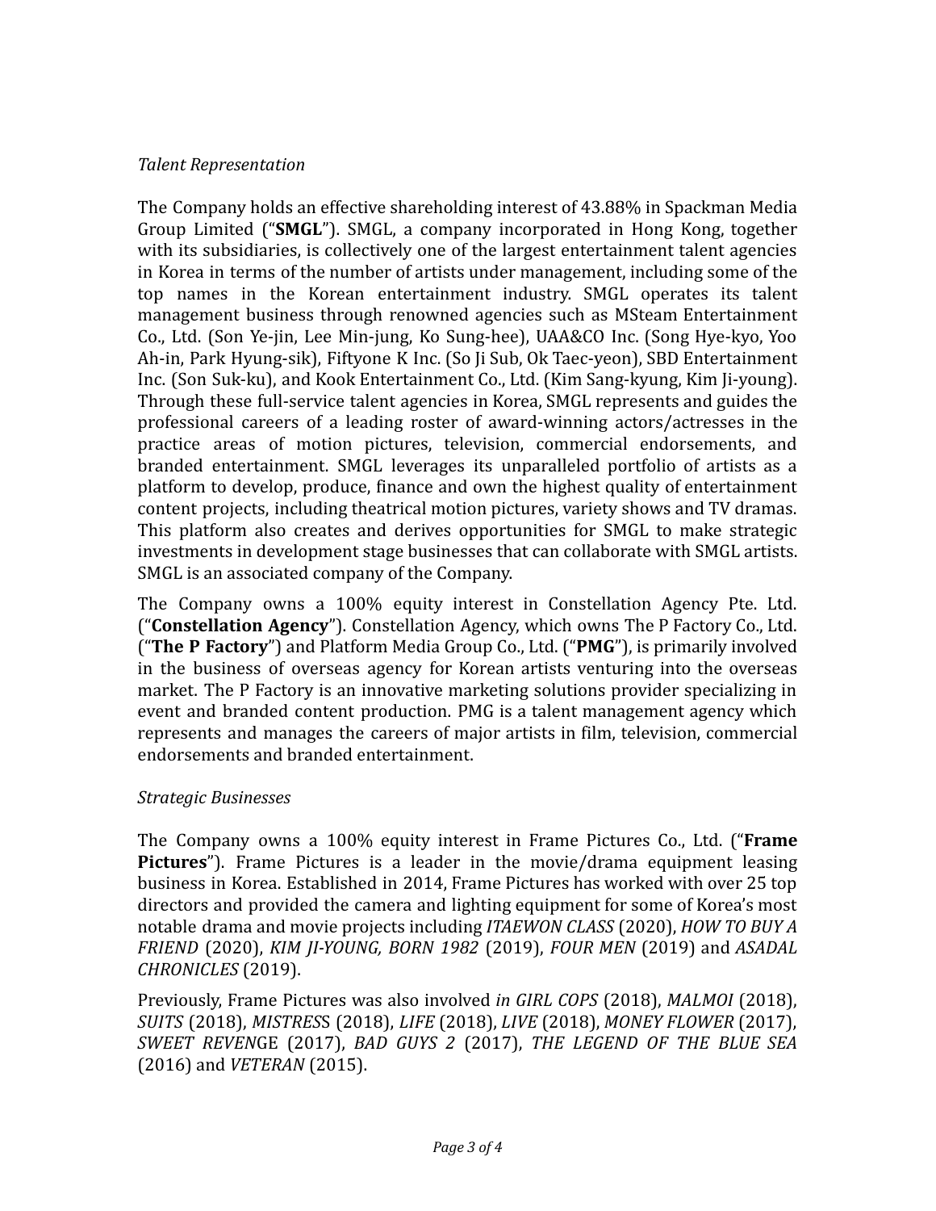*Talent Representation*

The Company holds an effective shareholding interest of 43.88% in Spackman Media Group Limited ("**SMGL**"). SMGL, a company incorporated in Hong Kong, together with its subsidiaries, is collectively one of the largest entertainment talent agencies in Korea in terms of the number of artists under management, including some of the top names in the Korean entertainment industry. SMGL operates its talent management business through renowned agencies such as MSteam Entertainment Co., Ltd. (Son Ye-jin, Lee Min-jung, Ko Sung-hee), UAA&CO Inc. (Song Hye-kyo, Yoo Ah-in, Park Hyung-sik), Fiftyone K Inc. (So Ji Sub, Ok Taec-yeon), SBD Entertainment Inc. (Son Suk-ku), and Kook Entertainment Co., Ltd. (Kim Sang-kyung, Kim Ji-young). Through these full-service talent agencies in Korea, SMGL represents and guides the professional careers of a leading roster of award-winning actors/actresses in the practice areas of motion pictures, television, commercial endorsements, and branded entertainment. SMGL leverages its unparalleled portfolio of artists as a platform to develop, produce, finance and own the highest quality of entertainment content projects, including theatrical motion pictures, variety shows and TV dramas. This platform also creates and derives opportunities for SMGL to make strategic investments in development stage businesses that can collaborate with SMGL artists. SMGL is an associated company of the Company.

The Company owns a 100% equity interest in Constellation Agency Pte. Ltd. ("**Constellation Agency**"). Constellation Agency, which owns The P Factory Co., Ltd. ("**The P Factory**") and Platform Media Group Co., Ltd. ("**PMG**"), is primarily involved in the business of overseas agency for Korean artists venturing into the overseas market. The P Factory is an innovative marketing solutions provider specializing in event and branded content production. PMG is a talent management agency which represents and manages the careers of major artists in film, television, commercial endorsements and branded entertainment.

*Strategic Businesses*

The Company owns a 100% equity interest in Frame Pictures Co., Ltd. ("**Frame Pictures**"). Frame Pictures is a leader in the movie/drama equipment leasing business in Korea. Established in 2014, Frame Pictures has worked with over 25 top directors and provided the camera and lighting equipment for some of Korea's most notable drama and movie projects including *ITAEWON CLASS* (2020), *HOW TO BUY A FRIEND* (2020), *KIM JI-YOUNG, BORN 1982* (2019), *FOUR MEN* (2019) and *ASADAL CHRONICLES* (2019).

Previously, Frame Pictures was also involved *in GIRL COPS* (2018), *MALMOI* (2018), *SUITS* (2018), *MISTRESS* (2018), *LIFE* (2018), *LIVE* (2018), *MONEY FLOWER* (2017), *SWEET REVENGE* (2017), *BAD GUYS 2* (2017), *THE LEGEND OF THE BLUE SEA* (2016) and *VETERAN* (2015).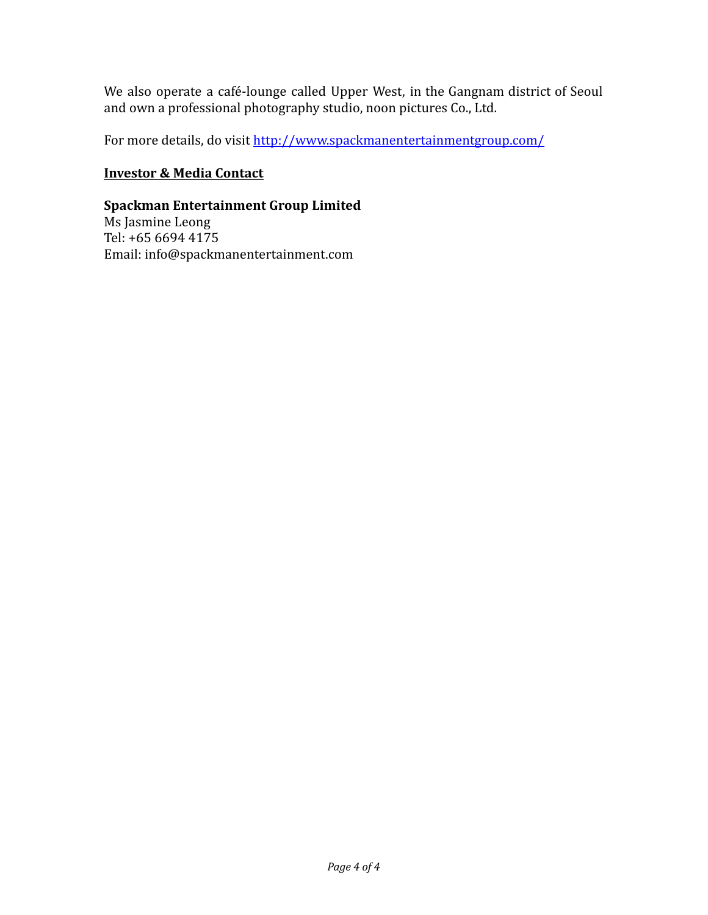We also operate a café-lounge called Upper West, in the Gangnam district of Seoul and own a professional photography studio, noon pictures Co., Ltd.

For more details, do visit [http://www.spackmanentertainmentgroup.com/](http://www.spackmanentertainmentgroup.com/)

**Investor & Media Contact**

**Spackman Entertainment Group Limited**
Ms Jasmine Leong
Tel: +65 6694 4175
Email: info@spackmanentertainment.com